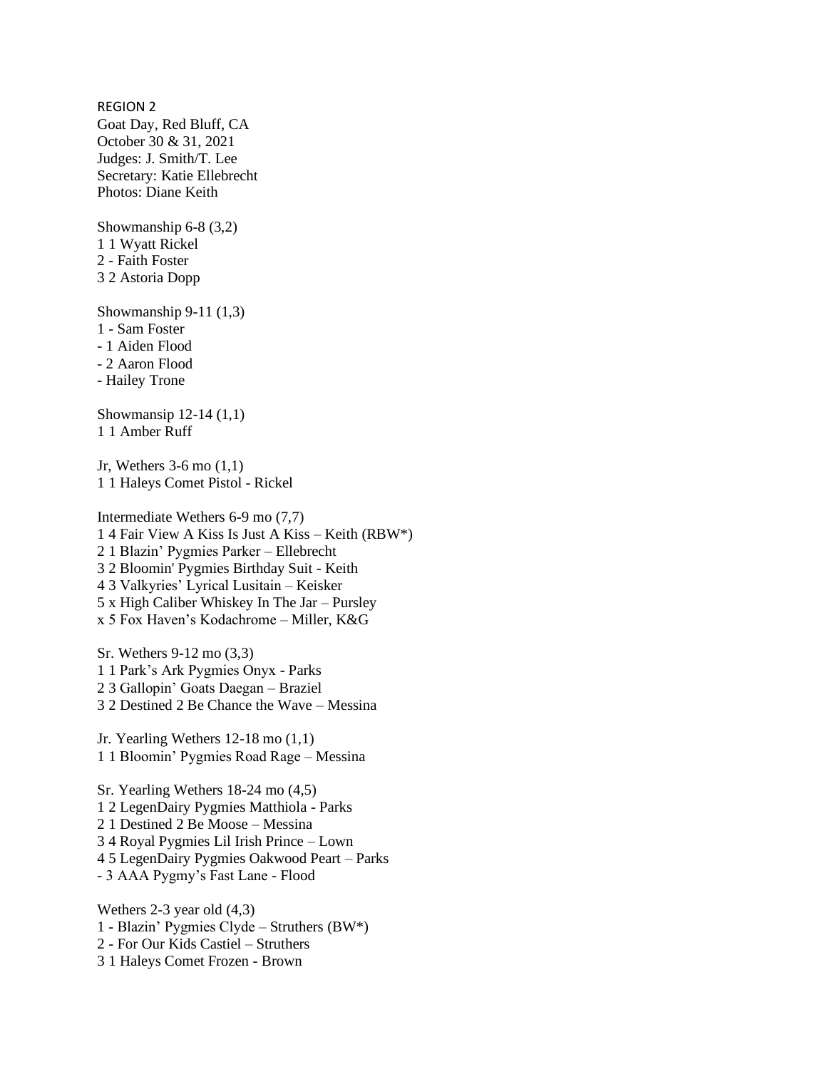REGION 2

Goat Day, Red Bluff, CA
October 30 & 31, 2021
Judges: J. Smith/T. Lee
Secretary: Katie Ellebrecht
Photos: Diane Keith

Showmanship 6-8 (3,2)
1 1 Wyatt Rickel
2 - Faith Foster
3 2 Astoria Dopp

Showmanship 9-11 (1,3)
1 - Sam Foster
- 1 Aiden Flood
- 2 Aaron Flood
- Hailey Trone

Showmansip 12-14 (1,1)
1 1 Amber Ruff

Jr, Wethers 3-6 mo (1,1)
1 1 Haleys Comet Pistol - Rickel

Intermediate Wethers 6-9 mo (7,7)
1 4 Fair View A Kiss Is Just A Kiss – Keith (RBW*)
2 1 Blazin' Pygmies Parker – Ellebrecht
3 2 Bloomin' Pygmies Birthday Suit - Keith
4 3 Valkyries' Lyrical Lusitain – Keisker
5 x High Caliber Whiskey In The Jar – Pursley
x 5 Fox Haven's Kodachrome – Miller, K&G

Sr. Wethers 9-12 mo (3,3)
1 1 Park's Ark Pygmies Onyx - Parks
2 3 Gallopin' Goats Daegan – Braziel
3 2 Destined 2 Be Chance the Wave – Messina

Jr. Yearling Wethers 12-18 mo (1,1)
1 1 Bloomin' Pygmies Road Rage – Messina

Sr. Yearling Wethers 18-24 mo (4,5)
1 2 LegenDairy Pygmies Matthiola - Parks
2 1 Destined 2 Be Moose – Messina
3 4 Royal Pygmies Lil Irish Prince – Lown
4 5 LegenDairy Pygmies Oakwood Peart – Parks
- 3 AAA Pygmy's Fast Lane - Flood

Wethers 2-3 year old (4,3)
1 - Blazin' Pygmies Clyde – Struthers (BW*)
2 - For Our Kids Castiel – Struthers
3 1 Haleys Comet Frozen - Brown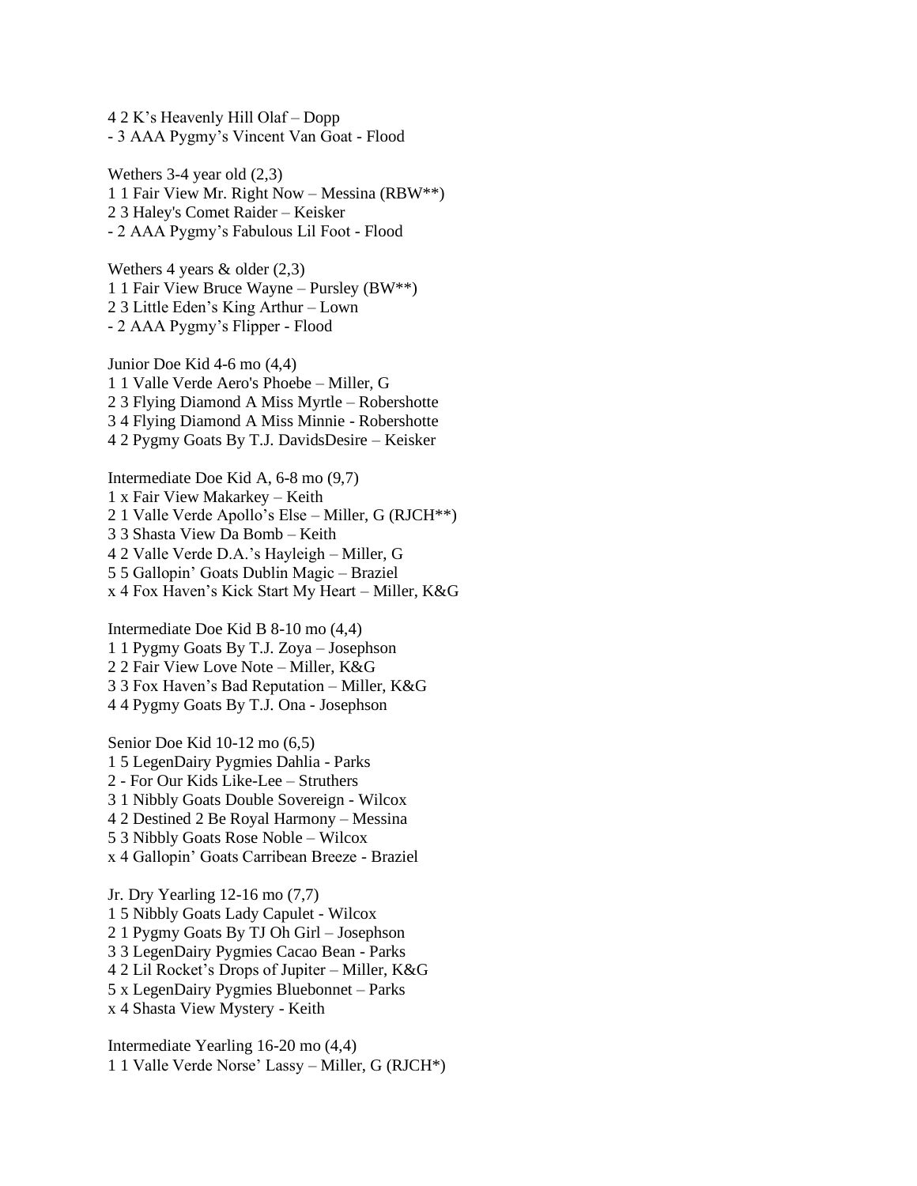4 2 K's Heavenly Hill Olaf – Dopp
- 3 AAA Pygmy's Vincent Van Goat - Flood

Wethers 3-4 year old (2,3)
1 1 Fair View Mr. Right Now – Messina (RBW**)
2 3 Haley's Comet Raider – Keisker
- 2 AAA Pygmy's Fabulous Lil Foot - Flood

Wethers 4 years & older (2,3)
1 1 Fair View Bruce Wayne – Pursley (BW**)
2 3 Little Eden's King Arthur – Lown
- 2 AAA Pygmy's Flipper - Flood

Junior Doe Kid 4-6 mo (4,4)
1 1 Valle Verde Aero's Phoebe – Miller, G
2 3 Flying Diamond A Miss Myrtle – Robershotte
3 4 Flying Diamond A Miss Minnie - Robershotte
4 2 Pygmy Goats By T.J. DavidsDesire – Keisker

Intermediate Doe Kid A, 6-8 mo (9,7)
1 x Fair View Makarkey – Keith
2 1 Valle Verde Apollo's Else – Miller, G (RJCH**)
3 3 Shasta View Da Bomb – Keith
4 2 Valle Verde D.A.'s Hayleigh – Miller, G
5 5 Gallopin' Goats Dublin Magic – Braziel
x 4 Fox Haven's Kick Start My Heart – Miller, K&G

Intermediate Doe Kid B 8-10 mo (4,4)
1 1 Pygmy Goats By T.J. Zoya – Josephson
2 2 Fair View Love Note – Miller, K&G
3 3 Fox Haven's Bad Reputation – Miller, K&G
4 4 Pygmy Goats By T.J. Ona - Josephson

Senior Doe Kid 10-12 mo (6,5)
1 5 LegenDairy Pygmies Dahlia - Parks
2 - For Our Kids Like-Lee – Struthers
3 1 Nibbly Goats Double Sovereign - Wilcox
4 2 Destined 2 Be Royal Harmony – Messina
5 3 Nibbly Goats Rose Noble – Wilcox
x 4 Gallopin' Goats Carribean Breeze - Braziel

Jr. Dry Yearling 12-16 mo (7,7)
1 5 Nibbly Goats Lady Capulet - Wilcox
2 1 Pygmy Goats By TJ Oh Girl – Josephson
3 3 LegenDairy Pygmies Cacao Bean - Parks
4 2 Lil Rocket's Drops of Jupiter – Miller, K&G
5 x LegenDairy Pygmies Bluebonnet – Parks
x 4 Shasta View Mystery - Keith

Intermediate Yearling 16-20 mo (4,4)
1 1 Valle Verde Norse' Lassy – Miller, G (RJCH*)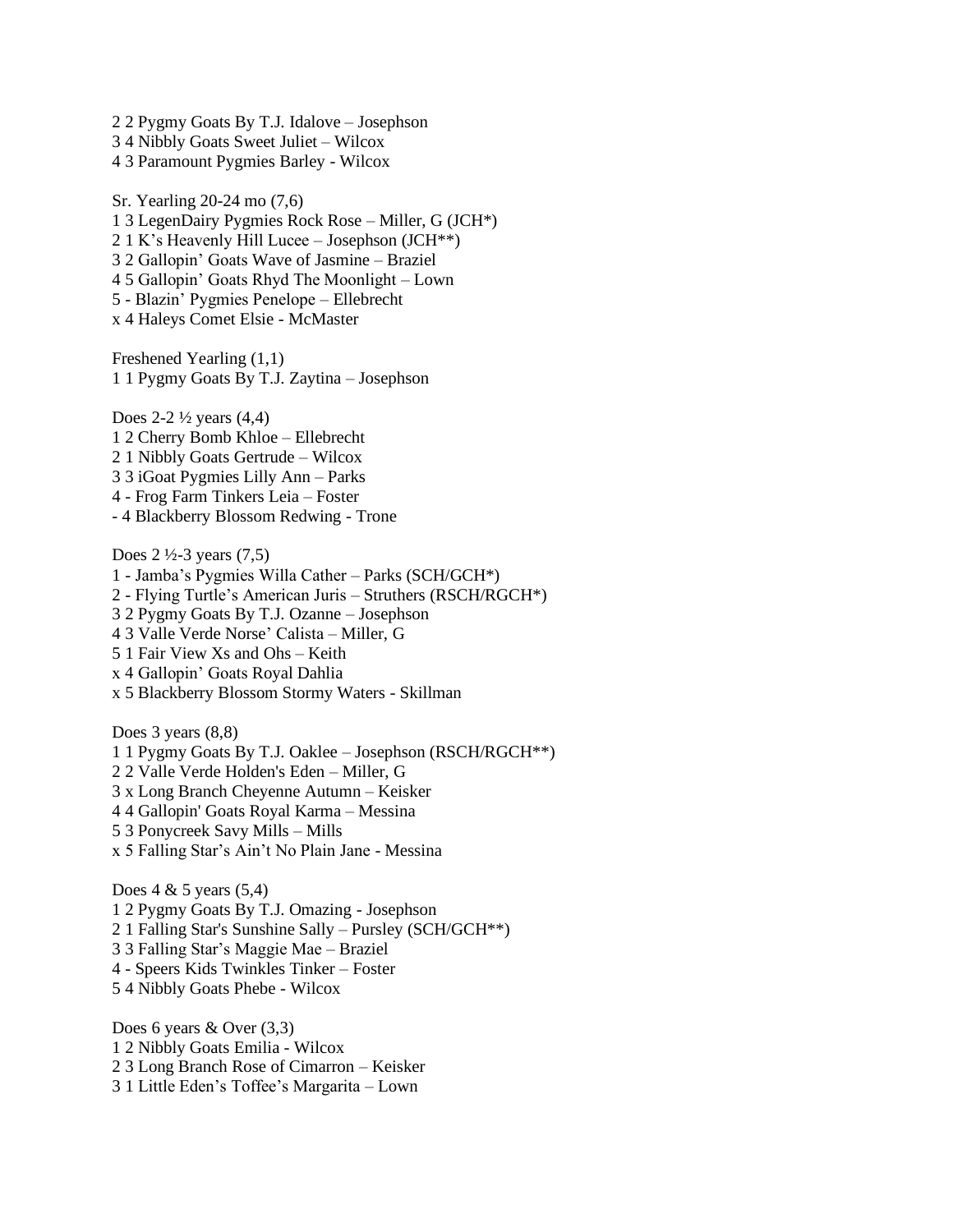2 2 Pygmy Goats By T.J. Idalove – Josephson
3 4 Nibbly Goats Sweet Juliet – Wilcox
4 3 Paramount Pygmies Barley - Wilcox

Sr. Yearling 20-24 mo (7,6)
1 3 LegenDairy Pygmies Rock Rose – Miller, G (JCH*)
2 1 K's Heavenly Hill Lucee – Josephson (JCH**)
3 2 Gallopin' Goats Wave of Jasmine – Braziel
4 5 Gallopin' Goats Rhyd The Moonlight – Lown
5 - Blazin' Pygmies Penelope – Ellebrecht
x 4 Haleys Comet Elsie - McMaster

Freshened Yearling (1,1)
1 1 Pygmy Goats By T.J. Zaytina – Josephson

Does 2-2 ½ years (4,4)
1 2 Cherry Bomb Khloe – Ellebrecht
2 1 Nibbly Goats Gertrude – Wilcox
3 3 iGoat Pygmies Lilly Ann – Parks
4 - Frog Farm Tinkers Leia – Foster
- 4 Blackberry Blossom Redwing - Trone

Does 2 ½-3 years (7,5)
1 - Jamba's Pygmies Willa Cather – Parks (SCH/GCH*)
2 - Flying Turtle's American Juris – Struthers (RSCH/RGCH*)
3 2 Pygmy Goats By T.J. Ozanne – Josephson
4 3 Valle Verde Norse' Calista – Miller, G
5 1 Fair View Xs and Ohs – Keith
x 4 Gallopin' Goats Royal Dahlia
x 5 Blackberry Blossom Stormy Waters - Skillman

Does 3 years (8,8)
1 1 Pygmy Goats By T.J. Oaklee – Josephson (RSCH/RGCH**)
2 2 Valle Verde Holden's Eden – Miller, G
3 x Long Branch Cheyenne Autumn – Keisker
4 4 Gallopin' Goats Royal Karma – Messina
5 3 Ponycreek Savy Mills – Mills
x 5 Falling Star's Ain't No Plain Jane - Messina

Does 4 & 5 years (5,4)
1 2 Pygmy Goats By T.J. Omazing - Josephson
2 1 Falling Star's Sunshine Sally – Pursley (SCH/GCH**)
3 3 Falling Star's Maggie Mae – Braziel
4 - Speers Kids Twinkles Tinker – Foster
5 4 Nibbly Goats Phebe - Wilcox

Does 6 years & Over (3,3)
1 2 Nibbly Goats Emilia - Wilcox
2 3 Long Branch Rose of Cimarron – Keisker
3 1 Little Eden's Toffee's Margarita – Lown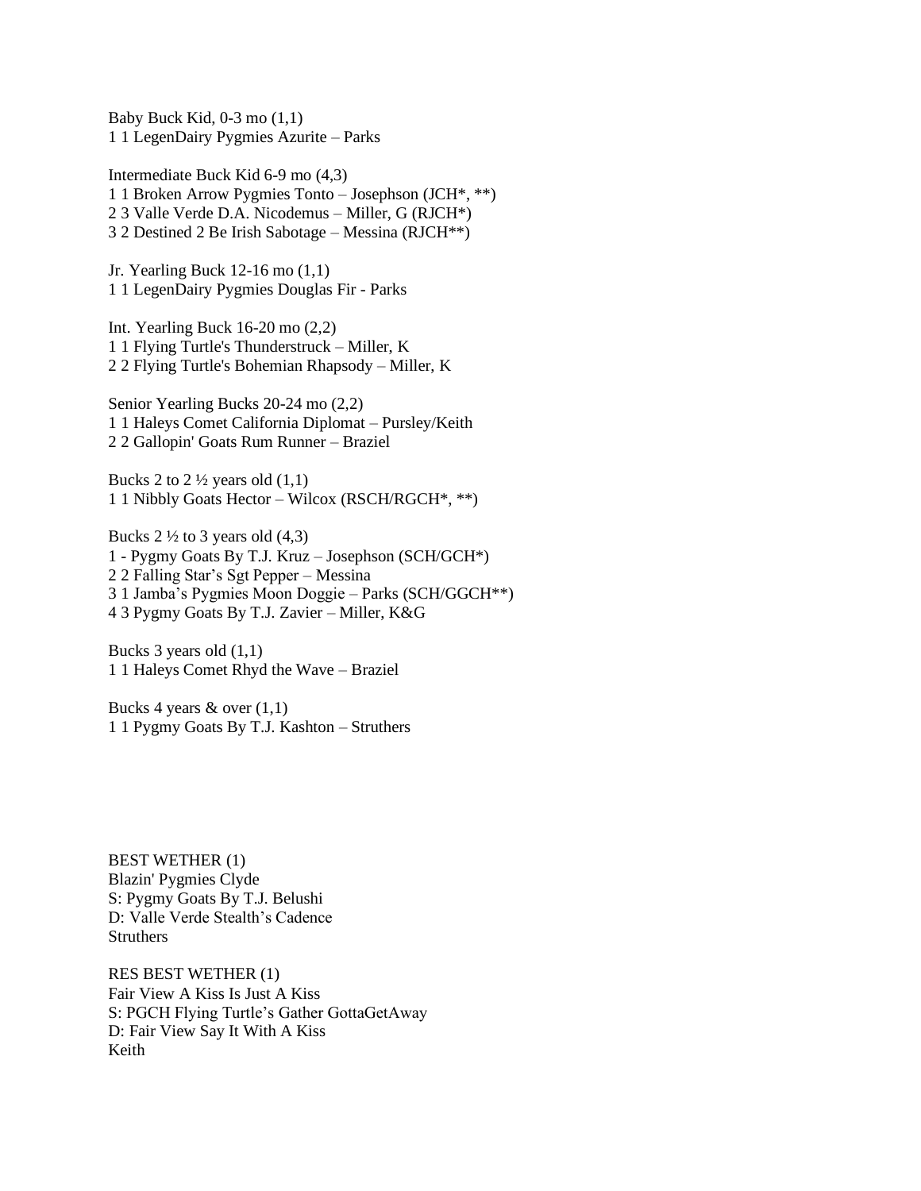Baby Buck Kid, 0-3 mo (1,1)
1 1 LegenDairy Pygmies Azurite – Parks

Intermediate Buck Kid 6-9 mo (4,3)
1 1 Broken Arrow Pygmies Tonto – Josephson (JCH*, **)
2 3 Valle Verde D.A. Nicodemus – Miller, G (RJCH*)
3 2 Destined 2 Be Irish Sabotage – Messina (RJCH**)

Jr. Yearling Buck 12-16 mo (1,1)
1 1 LegenDairy Pygmies Douglas Fir - Parks

Int. Yearling Buck 16-20 mo (2,2)
1 1 Flying Turtle's Thunderstruck – Miller, K
2 2 Flying Turtle's Bohemian Rhapsody – Miller, K

Senior Yearling Bucks 20-24 mo (2,2)
1 1 Haleys Comet California Diplomat – Pursley/Keith
2 2 Gallopin' Goats Rum Runner – Braziel

Bucks 2 to 2 ½ years old (1,1)
1 1 Nibbly Goats Hector – Wilcox (RSCH/RGCH*, **)

Bucks 2 ½ to 3 years old (4,3)
1 - Pygmy Goats By T.J. Kruz – Josephson (SCH/GCH*)
2 2 Falling Star's Sgt Pepper – Messina
3 1 Jamba's Pygmies Moon Doggie – Parks (SCH/GGCH**)
4 3 Pygmy Goats By T.J. Zavier – Miller, K&G

Bucks 3 years old (1,1)
1 1 Haleys Comet Rhyd the Wave – Braziel

Bucks 4 years & over (1,1)
1 1 Pygmy Goats By T.J. Kashton – Struthers

BEST WETHER (1)
Blazin' Pygmies Clyde
S: Pygmy Goats By T.J. Belushi
D: Valle Verde Stealth's Cadence
Struthers

RES BEST WETHER (1)
Fair View A Kiss Is Just A Kiss
S: PGCH Flying Turtle's Gather GottaGetAway
D: Fair View Say It With A Kiss
Keith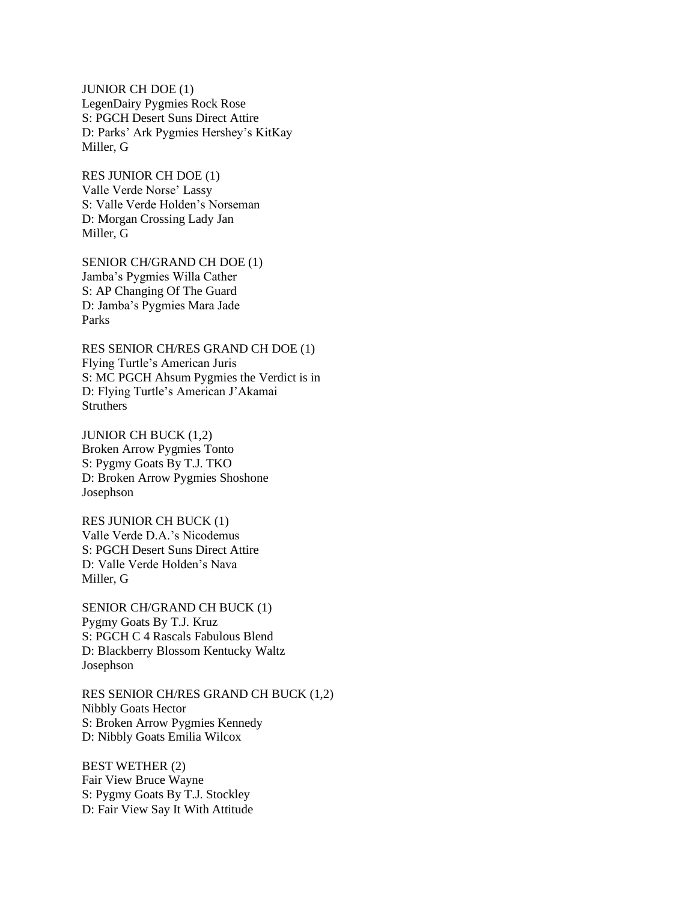JUNIOR CH DOE (1)
LegenDairy Pygmies Rock Rose
S: PGCH Desert Suns Direct Attire
D: Parks' Ark Pygmies Hershey's KitKay
Miller, G

RES JUNIOR CH DOE (1)
Valle Verde Norse' Lassy
S: Valle Verde Holden's Norseman
D: Morgan Crossing Lady Jan
Miller, G

SENIOR CH/GRAND CH DOE (1)
Jamba's Pygmies Willa Cather
S: AP Changing Of The Guard
D: Jamba's Pygmies Mara Jade
Parks

RES SENIOR CH/RES GRAND CH DOE (1)
Flying Turtle's American Juris
S: MC PGCH Ahsum Pygmies the Verdict is in
D: Flying Turtle's American J'Akamai
Struthers

JUNIOR CH BUCK (1,2)
Broken Arrow Pygmies Tonto
S: Pygmy Goats By T.J. TKO
D: Broken Arrow Pygmies Shoshone
Josephson

RES JUNIOR CH BUCK (1)
Valle Verde D.A.'s Nicodemus
S: PGCH Desert Suns Direct Attire
D: Valle Verde Holden's Nava
Miller, G

SENIOR CH/GRAND CH BUCK (1)
Pygmy Goats By T.J. Kruz
S: PGCH C 4 Rascals Fabulous Blend
D: Blackberry Blossom Kentucky Waltz
Josephson

RES SENIOR CH/RES GRAND CH BUCK (1,2)
Nibbly Goats Hector
S: Broken Arrow Pygmies Kennedy
D: Nibbly Goats Emilia Wilcox

BEST WETHER (2)
Fair View Bruce Wayne
S: Pygmy Goats By T.J. Stockley
D: Fair View Say It With Attitude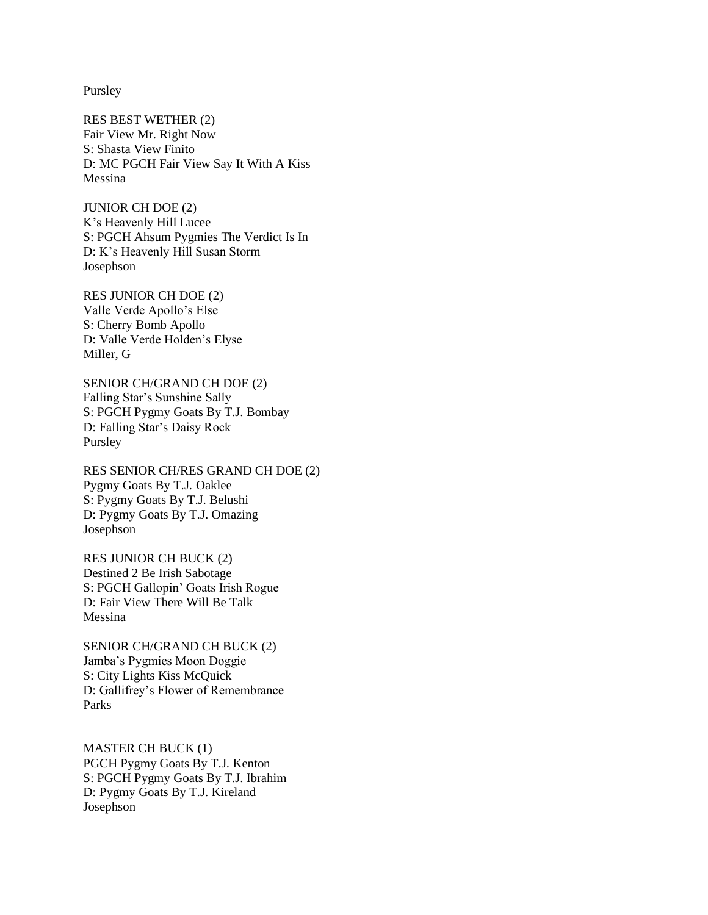Pursley

RES BEST WETHER (2)
Fair View Mr. Right Now
S: Shasta View Finito
D: MC PGCH Fair View Say It With A Kiss
Messina

JUNIOR CH DOE (2)
K's Heavenly Hill Lucee
S: PGCH Ahsum Pygmies The Verdict Is In
D: K's Heavenly Hill Susan Storm
Josephson

RES JUNIOR CH DOE (2)
Valle Verde Apollo's Else
S: Cherry Bomb Apollo
D: Valle Verde Holden's Elyse
Miller, G

SENIOR CH/GRAND CH DOE (2)
Falling Star's Sunshine Sally
S: PGCH Pygmy Goats By T.J. Bombay
D: Falling Star's Daisy Rock
Pursley

RES SENIOR CH/RES GRAND CH DOE (2)
Pygmy Goats By T.J. Oaklee
S: Pygmy Goats By T.J. Belushi
D: Pygmy Goats By T.J. Omazing
Josephson

RES JUNIOR CH BUCK (2)
Destined 2 Be Irish Sabotage
S: PGCH Gallopin' Goats Irish Rogue
D: Fair View There Will Be Talk
Messina

SENIOR CH/GRAND CH BUCK (2)
Jamba's Pygmies Moon Doggie
S: City Lights Kiss McQuick
D: Gallifrey's Flower of Remembrance
Parks

MASTER CH BUCK (1)
PGCH Pygmy Goats By T.J. Kenton
S: PGCH Pygmy Goats By T.J. Ibrahim
D: Pygmy Goats By T.J. Kireland
Josephson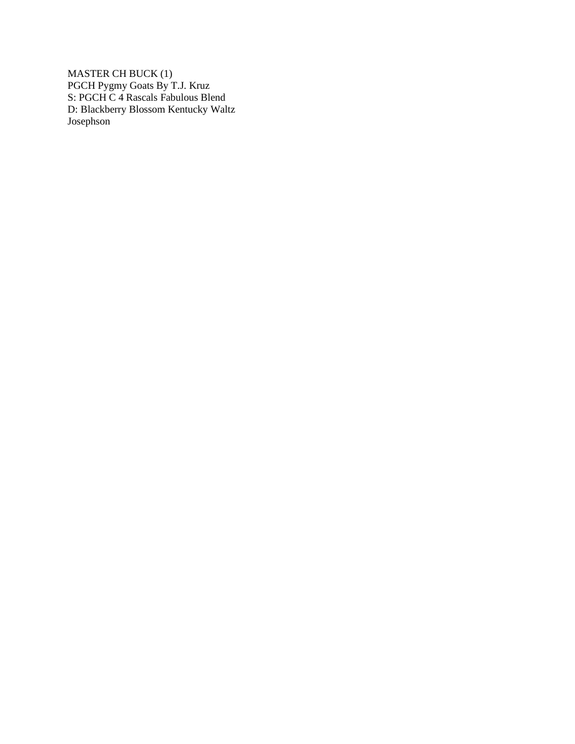MASTER CH BUCK (1)
PGCH Pygmy Goats By T.J. Kruz
S: PGCH C 4 Rascals Fabulous Blend
D: Blackberry Blossom Kentucky Waltz
Josephson